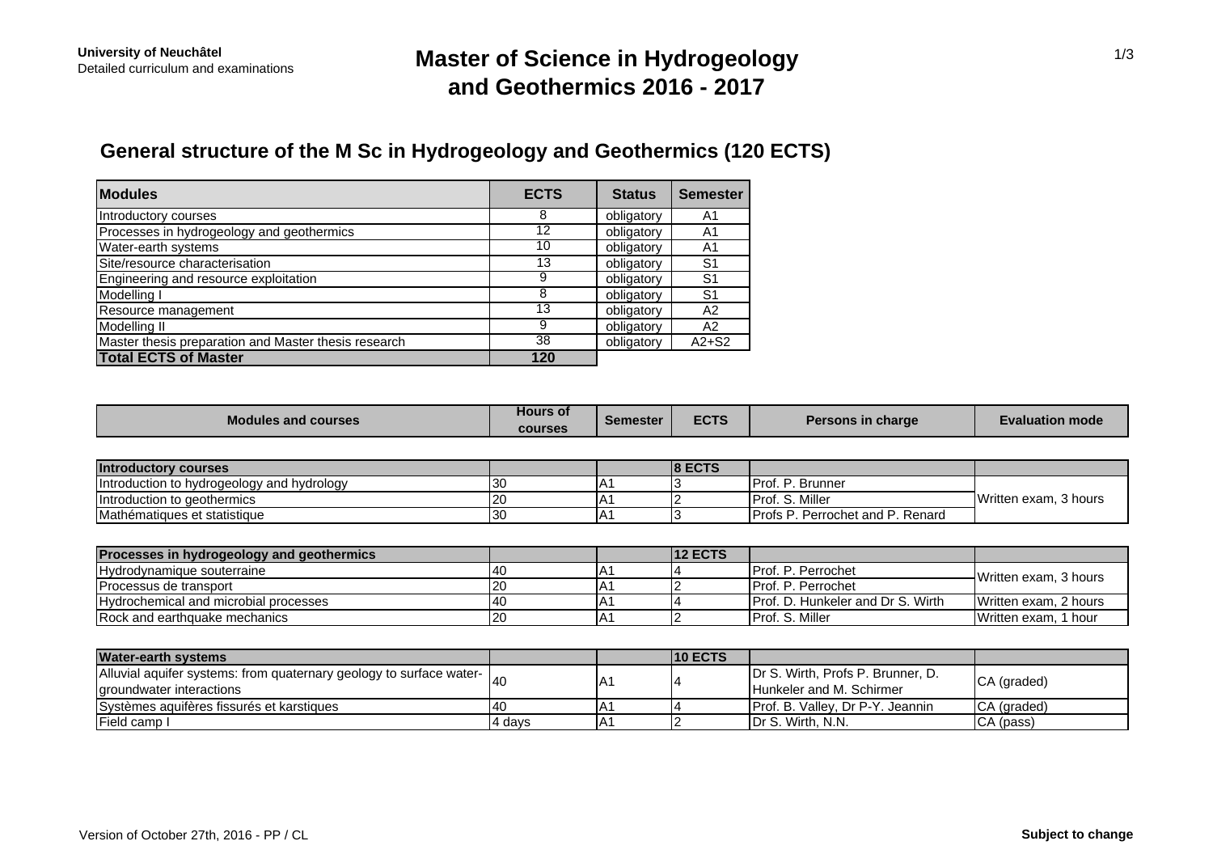**University of Neuchâtel**
Detailed curriculum and examinations

# Master of Science in Hydrogeology and Geothermics 2016 - 2017

## General structure of the M Sc in Hydrogeology and Geothermics (120 ECTS)

| Modules | ECTS | Status | Semester |
|---|---|---|---|
| Introductory courses | 8 | obligatory | A1 |
| Processes in hydrogeology and geothermics | 12 | obligatory | A1 |
| Water-earth systems | 10 | obligatory | A1 |
| Site/resource characterisation | 13 | obligatory | S1 |
| Engineering and resource exploitation | 9 | obligatory | S1 |
| Modelling I | 8 | obligatory | S1 |
| Resource management | 13 | obligatory | A2 |
| Modelling II | 9 | obligatory | A2 |
| Master thesis preparation and Master thesis research | 38 | obligatory | A2+S2 |
| **Total ECTS of Master** | **120** | | |

| Modules and courses | Hours of courses | Semester | ECTS | Persons in charge | Evaluation mode |
|---|---|---|---|---|---|
| **Introductory courses** | | | **8 ECTS** | | |
| Introduction to hydrogeology and hydrology | 30 | A1 | 3 | Prof. P. Brunner | Written exam, 3 hours |
| Introduction to geothermics | 20 | A1 | 2 | Prof. S. Miller | |
| Mathématiques et statistique | 30 | A1 | 3 | Profs P. Perrochet and P. Renard | |
| **Processes in hydrogeology and geothermics** | | | **12 ECTS** | | |
| Hydrodynamique souterraine | 40 | A1 | 4 | Prof. P. Perrochet | Written exam, 3 hours |
| Processus de transport | 20 | A1 | 2 | Prof. P. Perrochet | |
| Hydrochemical and microbial processes | 40 | A1 | 4 | Prof. D. Hunkeler and Dr S. Wirth | Written exam, 2 hours |
| Rock and earthquake mechanics | 20 | A1 | 2 | Prof. S. Miller | Written exam, 1 hour |
| **Water-earth systems** | | | **10 ECTS** | | |
| Alluvial aquifer systems: from quaternary geology to surface water-groundwater interactions | 40 | A1 | 4 | Dr S. Wirth, Profs P. Brunner, D. Hunkeler and M. Schirmer | CA (graded) |
| Systèmes aquifères fissurés et karstiques | 40 | A1 | 4 | Prof. B. Valley, Dr P-Y. Jeannin | CA (graded) |
| Field camp I | 4 days | A1 | 2 | Dr S. Wirth, N.N. | CA (pass) |

Version of October 27th, 2016 - PP / CL

**Subject to change**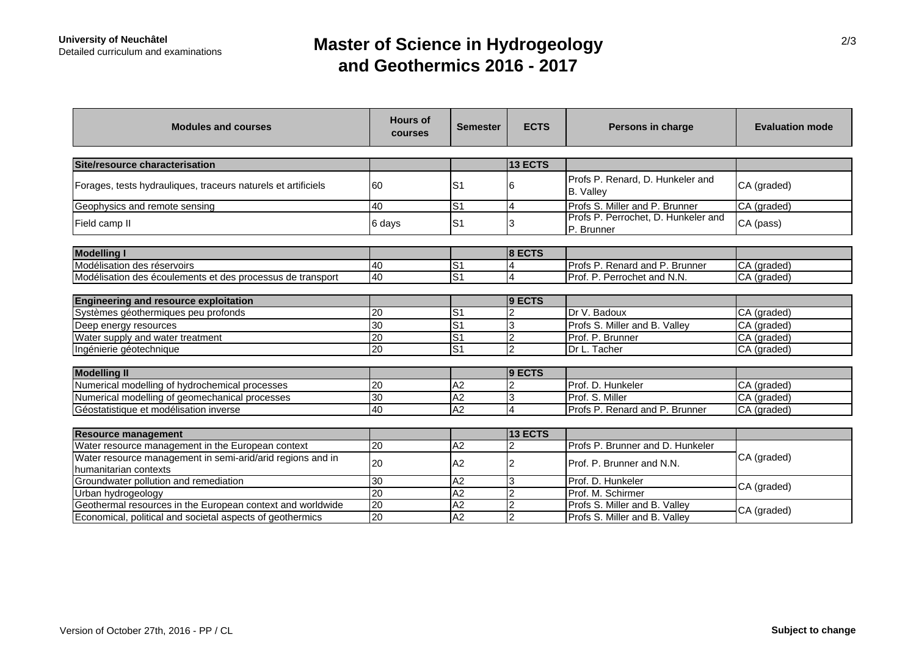**University of Neuchâtel**
Detailed curriculum and examinations

# Master of Science in Hydrogeology and Geothermics 2016 - 2017

| Modules and courses | Hours of courses | Semester | ECTS | Persons in charge | Evaluation mode |
|---|---|---|---|---|---|
| **Site/resource characterisation** | | | **13 ECTS** | | |
| Forages, tests hydrauliques, traceurs naturels et artificiels | 60 | S1 | 6 | Profs P. Renard, D. Hunkeler and B. Valley | CA (graded) |
| Geophysics and remote sensing | 40 | S1 | 4 | Profs S. Miller and P. Brunner | CA (graded) |
| Field camp II | 6 days | S1 | 3 | Profs P. Perrochet, D. Hunkeler and P. Brunner | CA (pass) |
| **Modelling I** | | | **8 ECTS** | | |
| Modélisation des réservoirs | 40 | S1 | 4 | Profs P. Renard and P. Brunner | CA (graded) |
| Modélisation des écoulements et des processus de transport | 40 | S1 | 4 | Prof. P. Perrochet and N.N. | CA (graded) |
| **Engineering and resource exploitation** | | | **9 ECTS** | | |
| Systèmes géothermiques peu profonds | 20 | S1 | 2 | Dr V. Badoux | CA (graded) |
| Deep energy resources | 30 | S1 | 3 | Profs S. Miller and B. Valley | CA (graded) |
| Water supply and water treatment | 20 | S1 | 2 | Prof. P. Brunner | CA (graded) |
| Ingénierie géotechnique | 20 | S1 | 2 | Dr L. Tacher | CA (graded) |
| **Modelling II** | | | **9 ECTS** | | |
| Numerical modelling of hydrochemical processes | 20 | A2 | 2 | Prof. D. Hunkeler | CA (graded) |
| Numerical modelling of geomechanical processes | 30 | A2 | 3 | Prof. S. Miller | CA (graded) |
| Géostatistique et modélisation inverse | 40 | A2 | 4 | Profs P. Renard and P. Brunner | CA (graded) |
| **Resource management** | | | **13 ECTS** | | |
| Water resource management in the European context | 20 | A2 | 2 | Profs P. Brunner and D. Hunkeler | CA (graded) |
| Water resource management in semi-arid/arid regions and in humanitarian contexts | 20 | A2 | 2 | Prof. P. Brunner and N.N. | |
| Groundwater pollution and remediation | 30 | A2 | 3 | Prof. D. Hunkeler | CA (graded) |
| Urban hydrogeology | 20 | A2 | 2 | Prof. M. Schirmer | |
| Geothermal resources in the European context and worldwide | 20 | A2 | 2 | Profs S. Miller and B. Valley | CA (graded) |
| Economical, political and societal aspects of geothermics | 20 | A2 | 2 | Profs S. Miller and B. Valley | |

Version of October 27th, 2016 - PP / CL

**Subject to change**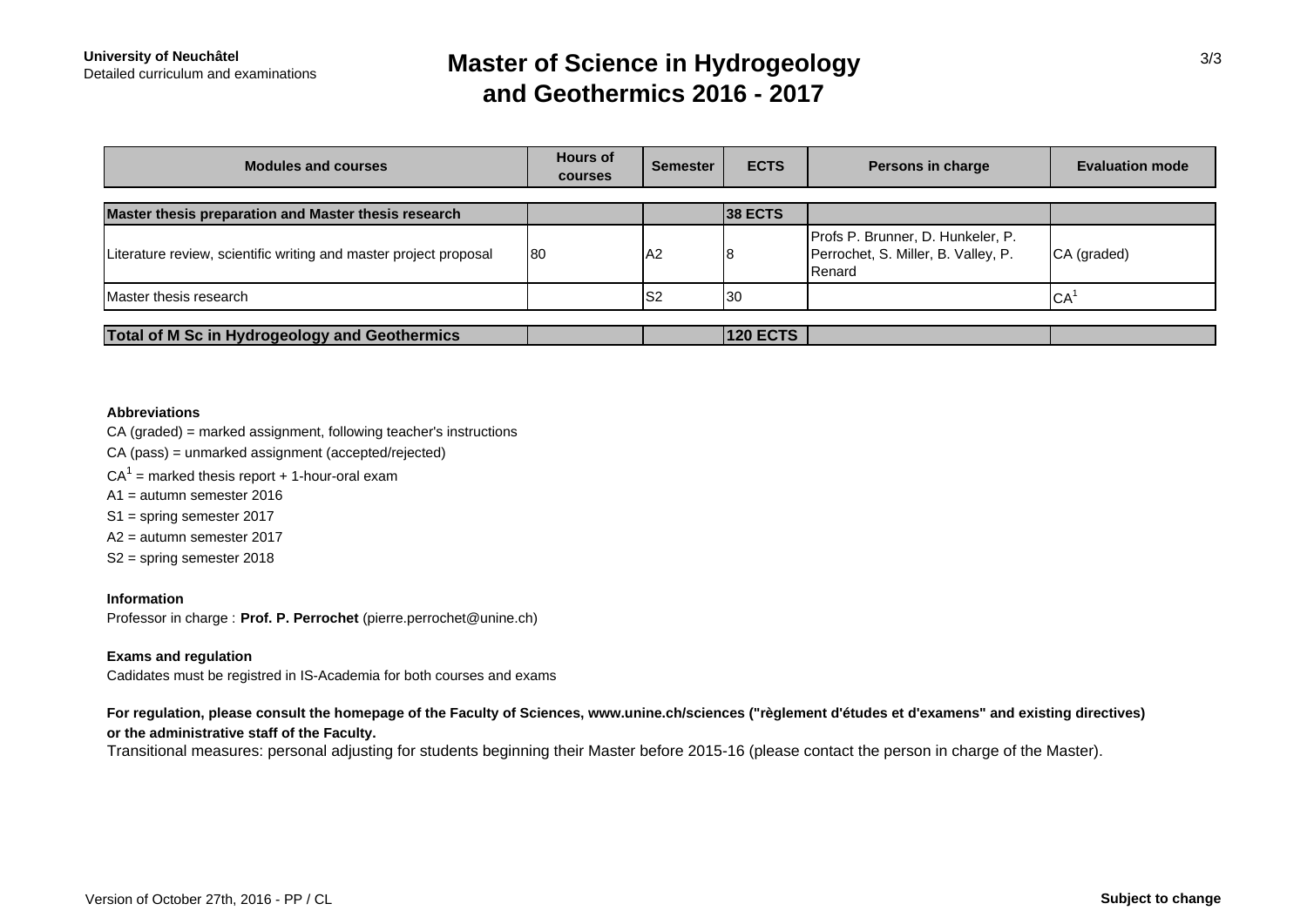University of Neuchâtel
Detailed curriculum and examinations

# Master of Science in Hydrogeology and Geothermics 2016 - 2017

| Modules and courses | Hours of courses | Semester | ECTS | Persons in charge | Evaluation mode |
|---|---|---|---|---|---|
| **Master thesis preparation and Master thesis research** | | | **38 ECTS** | | |
| Literature review, scientific writing and master project proposal | 80 | A2 | 8 | Profs P. Brunner, D. Hunkeler, P. Perrochet, S. Miller, B. Valley, P. Renard | CA (graded) |
| Master thesis research | | S2 | 30 | | CA[1] |
| **Total of M Sc in Hydrogeology and Geothermics** | | | **120 ECTS** | | |

**Abbreviations**

CA (graded) = marked assignment, following teacher's instructions

CA (pass) = unmarked assignment (accepted/rejected)

CA[1] = marked thesis report + 1-hour-oral exam

A1 = autumn semester 2016

S1 = spring semester 2017

A2 = autumn semester 2017

S2 = spring semester 2018

**Information**

Professor in charge : **Prof. P. Perrochet** (pierre.perrochet@unine.ch)

**Exams and regulation**

Cadidates must be registred in IS-Academia for both courses and exams

**For regulation, please consult the homepage of the Faculty of Sciences, www.unine.ch/sciences ("règlement d'études et d'examens" and existing directives) or the administrative staff of the Faculty.**

Transitional measures: personal adjusting for students beginning their Master before 2015-16 (please contact the person in charge of the Master).

Version of October 27th, 2016 - PP / CL

**Subject to change**